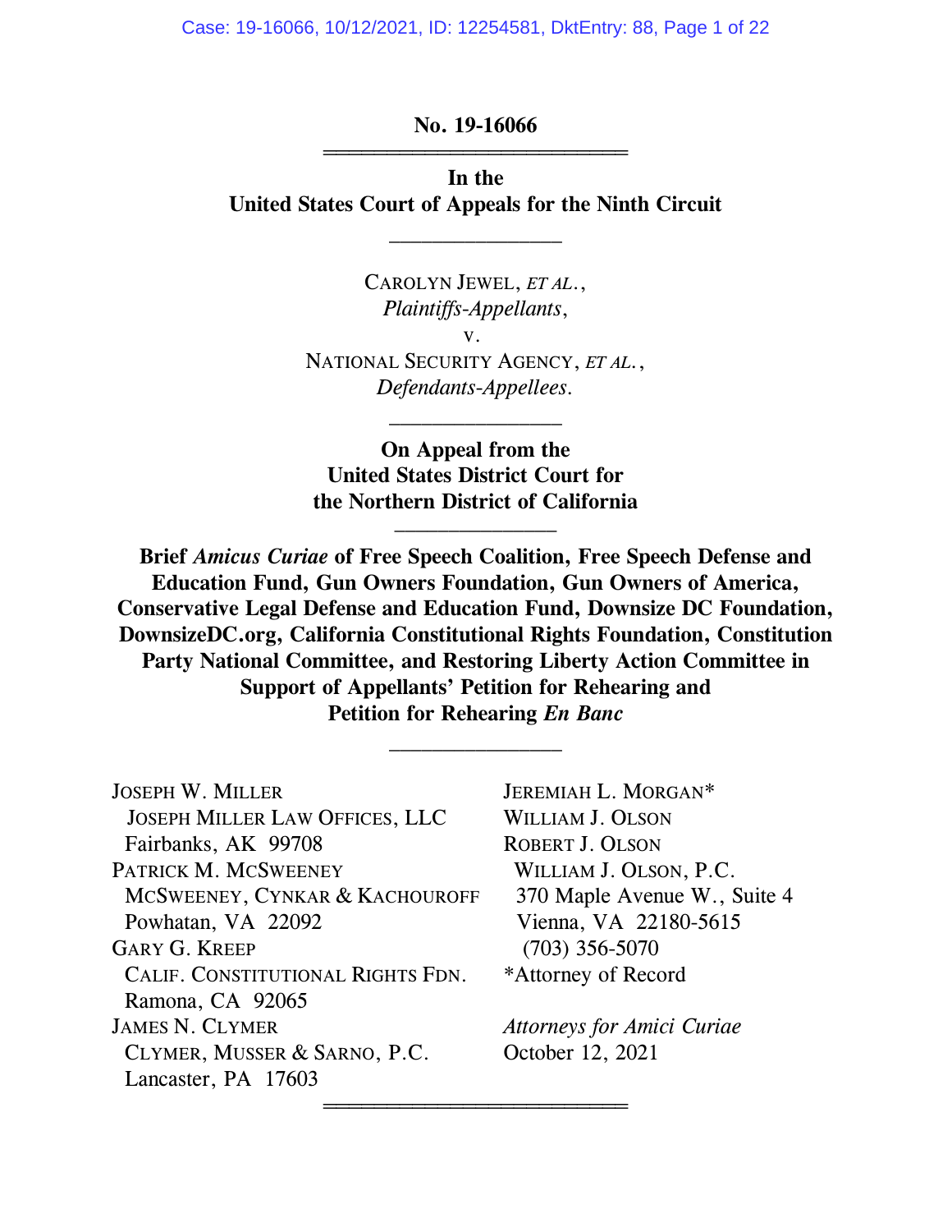**No. 19-16066**

---

**In the**
**United States Court of Appeals for the Ninth Circuit**

---

CAROLYN JEWEL, *ET AL.*,
*Plaintiffs-Appellants*,
v.
NATIONAL SECURITY AGENCY, *ET AL.*,
*Defendants-Appellees*.

---

**On Appeal from the**
**United States District Court for**
**the Northern District of California**

---

**Brief *Amicus Curiae* of Free Speech Coalition, Free Speech Defense and Education Fund, Gun Owners Foundation, Gun Owners of America, Conservative Legal Defense and Education Fund, Downsize DC Foundation, DownsizeDC.org, California Constitutional Rights Foundation, Constitution Party National Committee, and Restoring Liberty Action Committee in Support of Appellants' Petition for Rehearing and Petition for Rehearing *En Banc***

---

JOSEPH W. MILLER
JOSEPH MILLER LAW OFFICES, LLC
Fairbanks, AK 99708

PATRICK M. MCSWEENEY
MCSWEENEY, CYNKAR & KACHOUROFF
Powhatan, VA 22092

GARY G. KREEP
CALIF. CONSTITUTIONAL RIGHTS FDN.
Ramona, CA 92065

JAMES N. CLYMER
CLYMER, MUSSER & SARNO, P.C.
Lancaster, PA 17603

JEREMIAH L. MORGAN*
WILLIAM J. OLSON
ROBERT J. OLSON
WILLIAM J. OLSON, P.C.
370 Maple Avenue W., Suite 4
Vienna, VA 22180-5615
(703) 356-5070
*Attorney of Record

*Attorneys for Amici Curiae*
October 12, 2021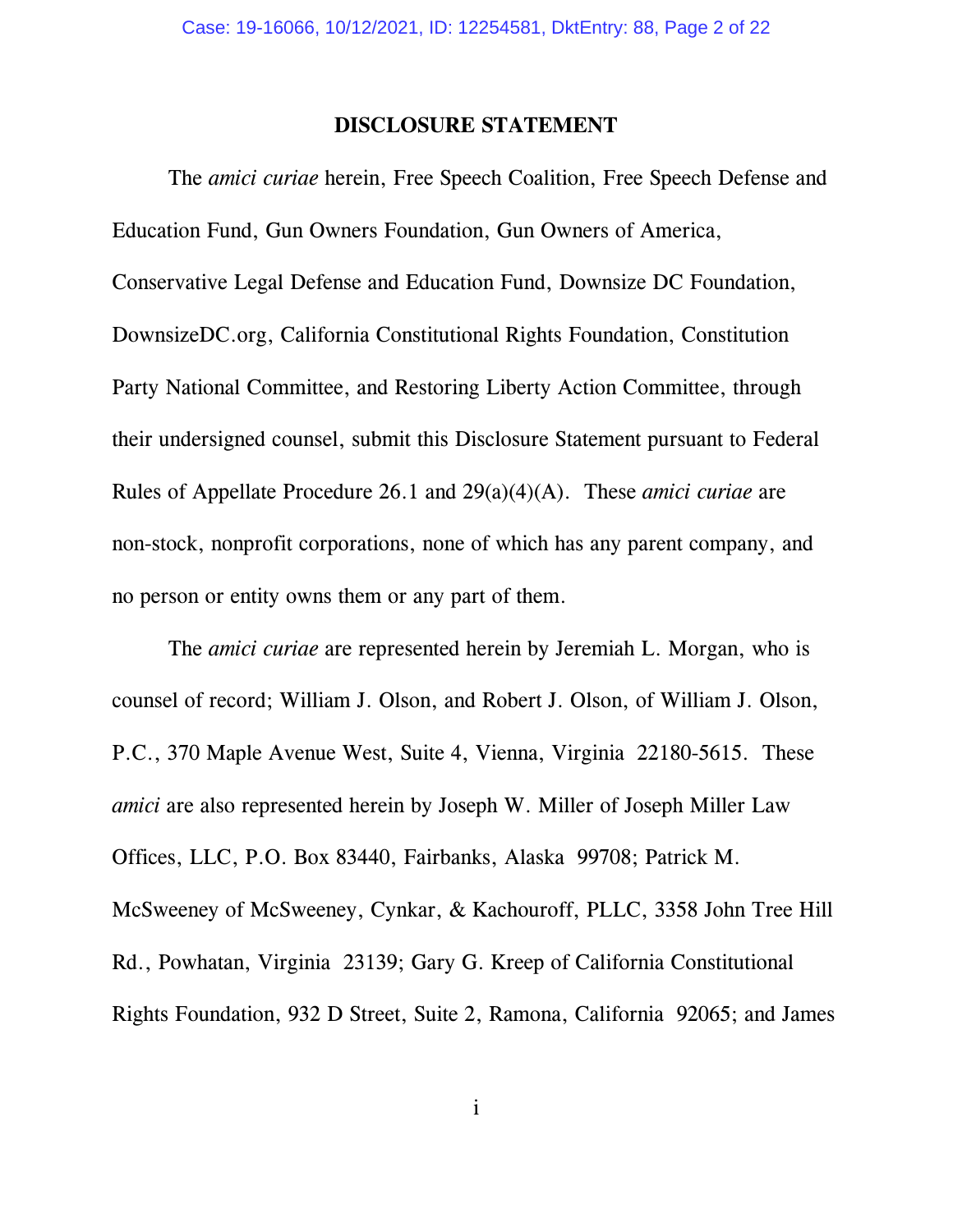## DISCLOSURE STATEMENT

The *amici curiae* herein, Free Speech Coalition, Free Speech Defense and Education Fund, Gun Owners Foundation, Gun Owners of America, Conservative Legal Defense and Education Fund, Downsize DC Foundation, DownsizeDC.org, California Constitutional Rights Foundation, Constitution Party National Committee, and Restoring Liberty Action Committee, through their undersigned counsel, submit this Disclosure Statement pursuant to Federal Rules of Appellate Procedure 26.1 and 29(a)(4)(A). These *amici curiae* are non-stock, nonprofit corporations, none of which has any parent company, and no person or entity owns them or any part of them.

The *amici curiae* are represented herein by Jeremiah L. Morgan, who is counsel of record; William J. Olson, and Robert J. Olson, of William J. Olson, P.C., 370 Maple Avenue West, Suite 4, Vienna, Virginia 22180-5615. These *amici* are also represented herein by Joseph W. Miller of Joseph Miller Law Offices, LLC, P.O. Box 83440, Fairbanks, Alaska 99708; Patrick M. McSweeney of McSweeney, Cynkar, & Kachouroff, PLLC, 3358 John Tree Hill Rd., Powhatan, Virginia 23139; Gary G. Kreep of California Constitutional Rights Foundation, 932 D Street, Suite 2, Ramona, California 92065; and James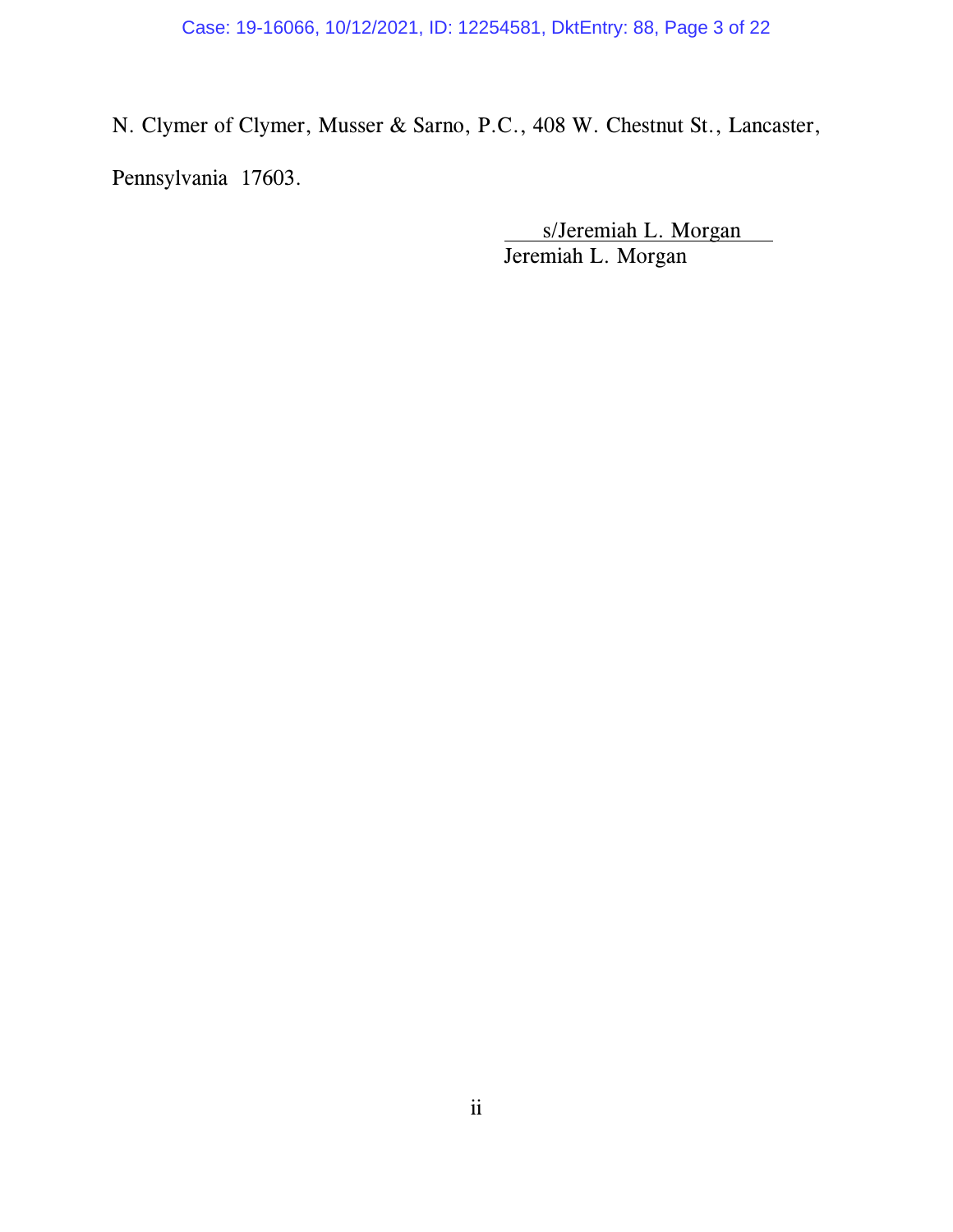N. Clymer of Clymer, Musser & Sarno, P.C., 408 W. Chestnut St., Lancaster, Pennsylvania 17603.

s/Jeremiah L. Morgan
Jeremiah L. Morgan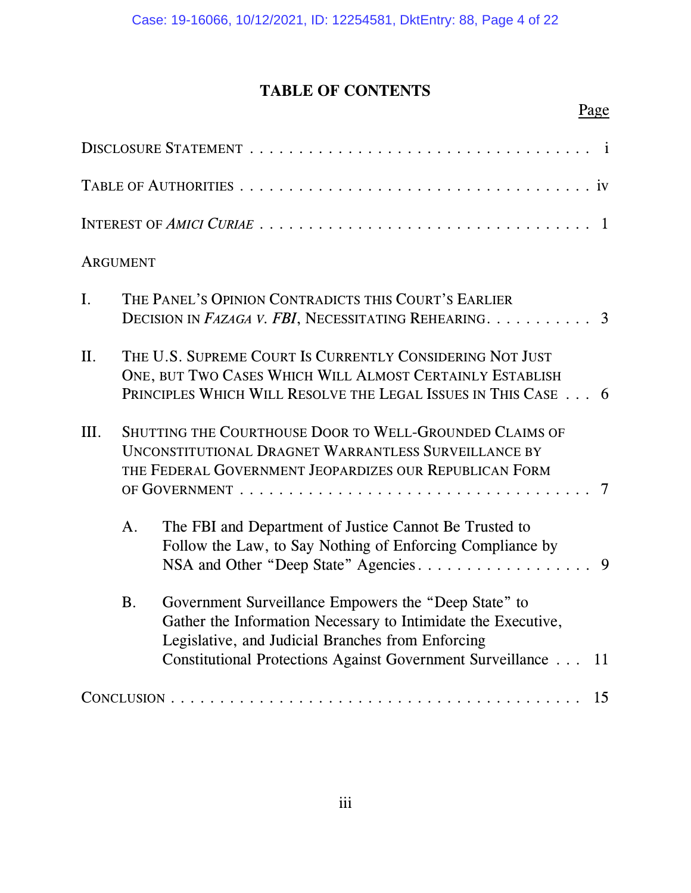# TABLE OF CONTENTS

| | Page |
|---|---|
| DISCLOSURE STATEMENT | i |
| TABLE OF AUTHORITIES | iv |
| INTEREST OF *AMICI CURIAE* | 1 |
| ARGUMENT | |
| I. THE PANEL'S OPINION CONTRADICTS THIS COURT'S EARLIER DECISION IN *FAZAGA V. FBI*, NECESSITATING REHEARING | 3 |
| II. THE U.S. SUPREME COURT IS CURRENTLY CONSIDERING NOT JUST ONE, BUT TWO CASES WHICH WILL ALMOST CERTAINLY ESTABLISH PRINCIPLES WHICH WILL RESOLVE THE LEGAL ISSUES IN THIS CASE | 6 |
| III. SHUTTING THE COURTHOUSE DOOR TO WELL-GROUNDED CLAIMS OF UNCONSTITUTIONAL DRAGNET WARRANTLESS SURVEILLANCE BY THE FEDERAL GOVERNMENT JEOPARDIZES OUR REPUBLICAN FORM OF GOVERNMENT | 7 |
| A. The FBI and Department of Justice Cannot Be Trusted to Follow the Law, to Say Nothing of Enforcing Compliance by NSA and Other "Deep State" Agencies | 9 |
| B. Government Surveillance Empowers the "Deep State" to Gather the Information Necessary to Intimidate the Executive, Legislative, and Judicial Branches from Enforcing Constitutional Protections Against Government Surveillance | 11 |
| CONCLUSION | 15 |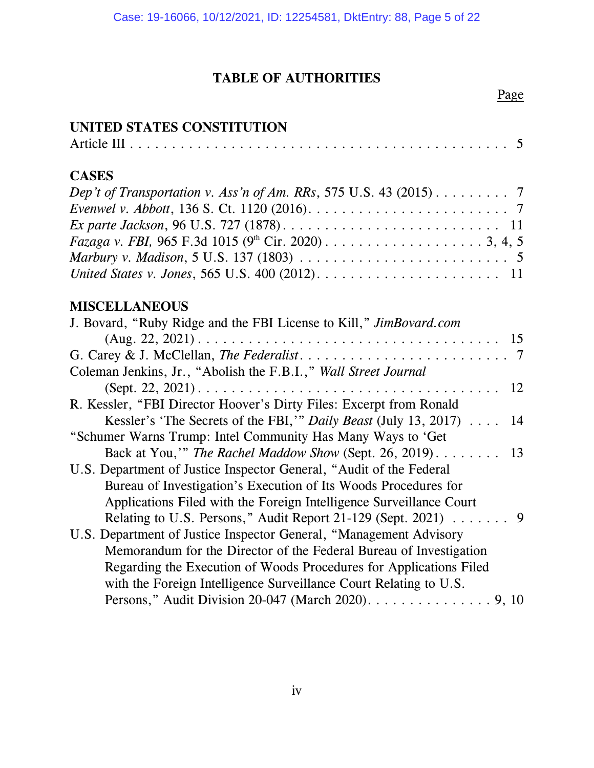# TABLE OF AUTHORITIES

Page

## UNITED STATES CONSTITUTION

Article III . . . . . . . . . . . . . . . . . . . . . . . . . . . . . . . . . . . . . . . . . . . 5

## CASES

*Dep't of Transportation v. Ass'n of Am. RRs*, 575 U.S. 43 (2015) . . . . . . . . . 7

*Evenwel v. Abbott*, 136 S. Ct. 1120 (2016). . . . . . . . . . . . . . . . . . . . . . . . 7

*Ex parte Jackson*, 96 U.S. 727 (1878) . . . . . . . . . . . . . . . . . . . . . . . . . 11

*Fazaga v. FBI,* 965 F.3d 1015 (9th Cir. 2020) . . . . . . . . . . . . . . . . . . . 3, 4, 5

*Marbury v. Madison*, 5 U.S. 137 (1803) . . . . . . . . . . . . . . . . . . . . . . . . 5

*United States v. Jones*, 565 U.S. 400 (2012). . . . . . . . . . . . . . . . . . . . . 11

## MISCELLANEOUS

J. Bovard, "Ruby Ridge and the FBI License to Kill," *JimBovard.com* (Aug. 22, 2021) . . . . . . . . . . . . . . . . . . . . . . . . . . . . . . . . . . . . 15

G. Carey & J. McClellan, *The Federalist*. . . . . . . . . . . . . . . . . . . . . . . . . 7

Coleman Jenkins, Jr., "Abolish the F.B.I.," *Wall Street Journal* (Sept. 22, 2021) . . . . . . . . . . . . . . . . . . . . . . . . . . . . . . . . . . . 12

R. Kessler, "FBI Director Hoover's Dirty Files: Excerpt from Ronald Kessler's 'The Secrets of the FBI,'" *Daily Beast* (July 13, 2017) . . . . 14

"Schumer Warns Trump: Intel Community Has Many Ways to 'Get Back at You,'" *The Rachel Maddow Show* (Sept. 26, 2019) . . . . . . . . 13

U.S. Department of Justice Inspector General, "Audit of the Federal Bureau of Investigation's Execution of Its Woods Procedures for Applications Filed with the Foreign Intelligence Surveillance Court Relating to U.S. Persons," Audit Report 21-129 (Sept. 2021) . . . . . . . 9

U.S. Department of Justice Inspector General, "Management Advisory Memorandum for the Director of the Federal Bureau of Investigation Regarding the Execution of Woods Procedures for Applications Filed with the Foreign Intelligence Surveillance Court Relating to U.S. Persons," Audit Division 20-047 (March 2020). . . . . . . . . . . . . . . . 9, 10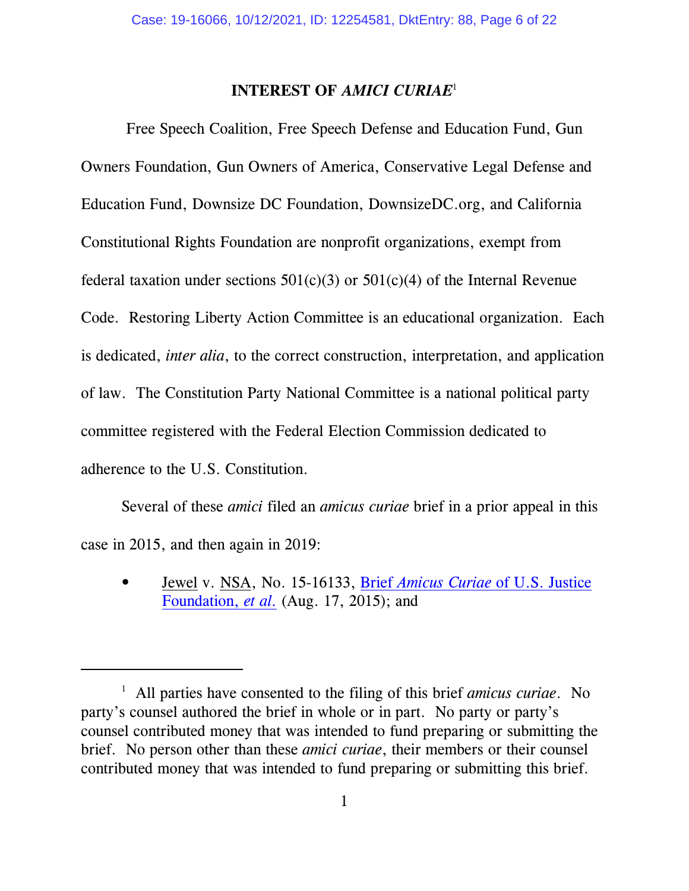## INTEREST OF *AMICI CURIAE*[1]

Free Speech Coalition, Free Speech Defense and Education Fund, Gun Owners Foundation, Gun Owners of America, Conservative Legal Defense and Education Fund, Downsize DC Foundation, DownsizeDC.org, and California Constitutional Rights Foundation are nonprofit organizations, exempt from federal taxation under sections 501(c)(3) or 501(c)(4) of the Internal Revenue Code. Restoring Liberty Action Committee is an educational organization. Each is dedicated, *inter alia*, to the correct construction, interpretation, and application of law. The Constitution Party National Committee is a national political party committee registered with the Federal Election Commission dedicated to adherence to the U.S. Constitution.

Several of these *amici* filed an *amicus curiae* brief in a prior appeal in this case in 2015, and then again in 2019:

- Jewel v. NSA, No. 15-16133, Brief *Amicus Curiae* of U.S. Justice Foundation, *et al.* (Aug. 17, 2015); and

---

[1] All parties have consented to the filing of this brief *amicus curiae*. No party's counsel authored the brief in whole or in part. No party or party's counsel contributed money that was intended to fund preparing or submitting the brief. No person other than these *amici curiae*, their members or their counsel contributed money that was intended to fund preparing or submitting this brief.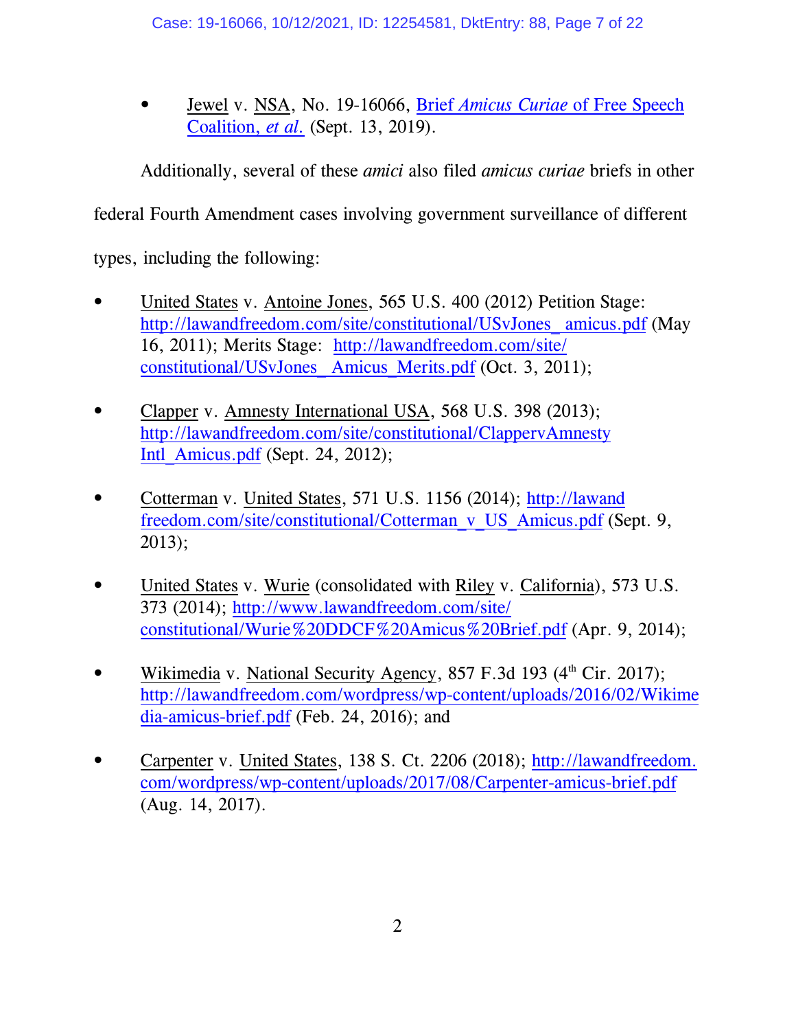- Jewel v. NSA, No. 19-16066, Brief *Amicus Curiae* of Free Speech Coalition, *et al.* (Sept. 13, 2019).

Additionally, several of these *amici* also filed *amicus curiae* briefs in other federal Fourth Amendment cases involving government surveillance of different types, including the following:

- United States v. Antoine Jones, 565 U.S. 400 (2012) Petition Stage: http://lawandfreedom.com/site/constitutional/USvJones_amicus.pdf (May 16, 2011); Merits Stage: http://lawandfreedom.com/site/constitutional/USvJones_Amicus_Merits.pdf (Oct. 3, 2011);

- Clapper v. Amnesty International USA, 568 U.S. 398 (2013); http://lawandfreedom.com/site/constitutional/ClappervAmnestyIntl_Amicus.pdf (Sept. 24, 2012);

- Cotterman v. United States, 571 U.S. 1156 (2014); http://lawandfreedom.com/site/constitutional/Cotterman_v_US_Amicus.pdf (Sept. 9, 2013);

- United States v. Wurie (consolidated with Riley v. California), 573 U.S. 373 (2014); http://www.lawandfreedom.com/site/constitutional/Wurie%20DDCF%20Amicus%20Brief.pdf (Apr. 9, 2014);

- Wikimedia v. National Security Agency, 857 F.3d 193 (4th Cir. 2017); http://lawandfreedom.com/wordpress/wp-content/uploads/2016/02/Wikimedia-amicus-brief.pdf (Feb. 24, 2016); and

- Carpenter v. United States, 138 S. Ct. 2206 (2018); http://lawandfreedom.com/wordpress/wp-content/uploads/2017/08/Carpenter-amicus-brief.pdf (Aug. 14, 2017).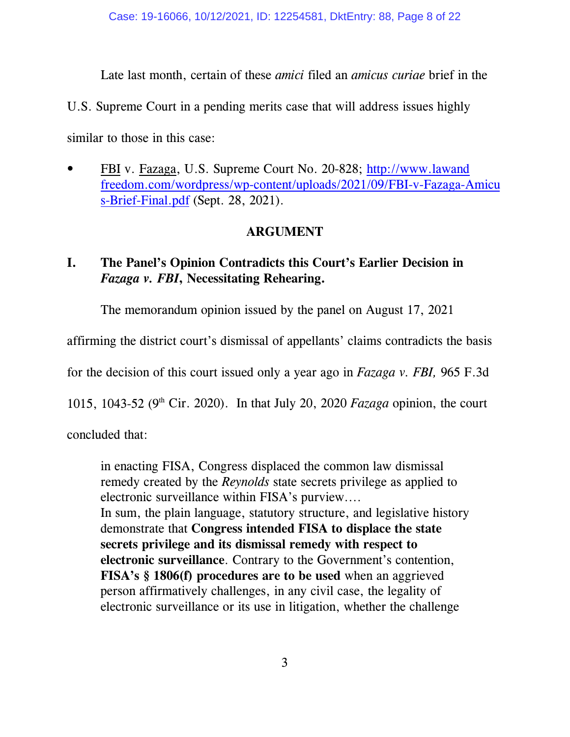Late last month, certain of these *amici* filed an *amicus curiae* brief in the U.S. Supreme Court in a pending merits case that will address issues highly similar to those in this case:

- FBI v. Fazaga, U.S. Supreme Court No. 20-828; http://www.lawandfreedom.com/wordpress/wp-content/uploads/2021/09/FBI-v-Fazaga-Amicus-Brief-Final.pdf (Sept. 28, 2021).

## ARGUMENT

### I. The Panel's Opinion Contradicts this Court's Earlier Decision in *Fazaga v. FBI*, Necessitating Rehearing.

The memorandum opinion issued by the panel on August 17, 2021 affirming the district court's dismissal of appellants' claims contradicts the basis for the decision of this court issued only a year ago in *Fazaga v. FBI,* 965 F.3d 1015, 1043-52 (9th Cir. 2020). In that July 20, 2020 *Fazaga* opinion, the court concluded that:

> in enacting FISA, Congress displaced the common law dismissal remedy created by the *Reynolds* state secrets privilege as applied to electronic surveillance within FISA's purview….
> In sum, the plain language, statutory structure, and legislative history demonstrate that **Congress intended FISA to displace the state secrets privilege and its dismissal remedy with respect to electronic surveillance**. Contrary to the Government's contention, **FISA's § 1806(f) procedures are to be used** when an aggrieved person affirmatively challenges, in any civil case, the legality of electronic surveillance or its use in litigation, whether the challenge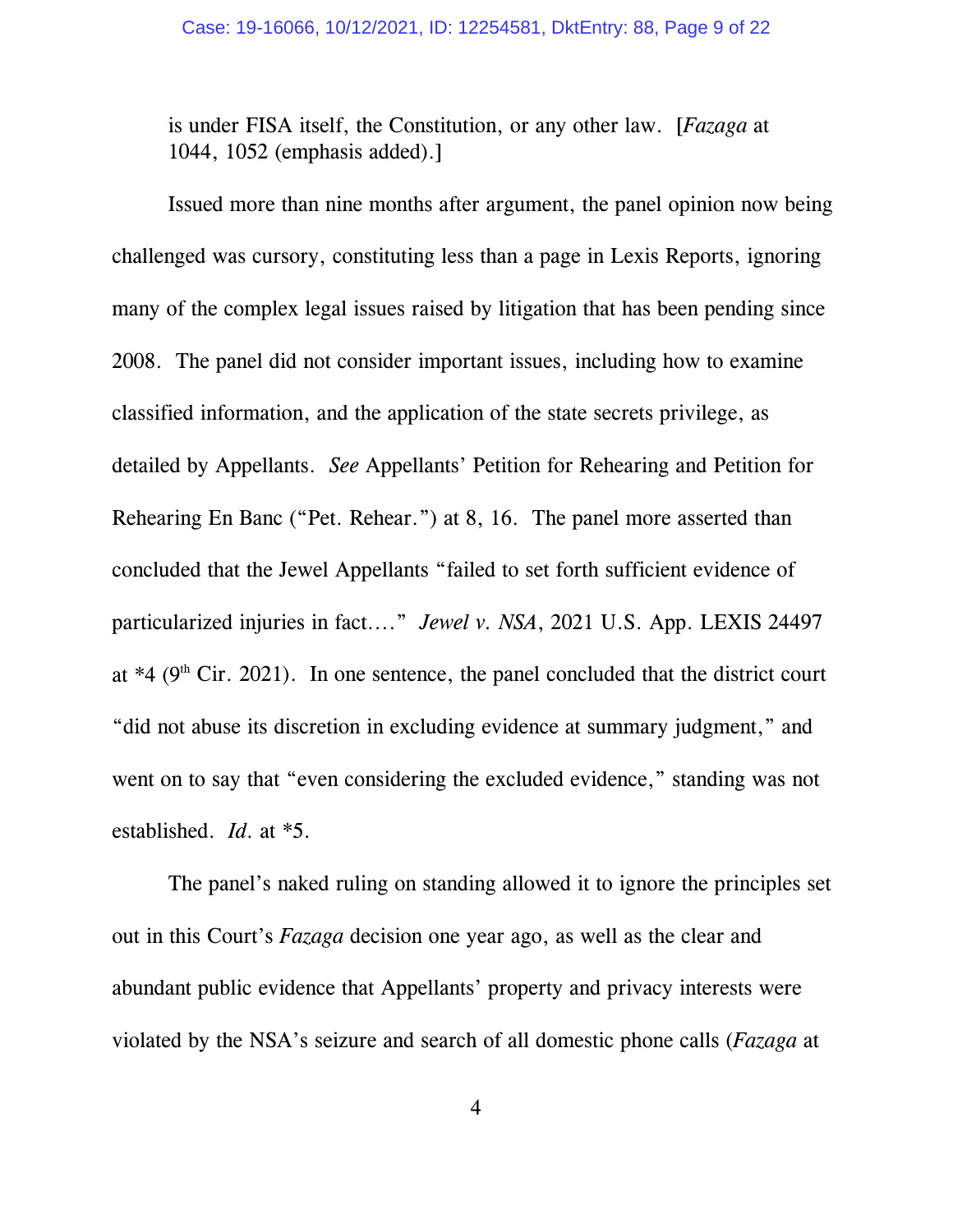is under FISA itself, the Constitution, or any other law. [*Fazaga* at 1044, 1052 (emphasis added).]

Issued more than nine months after argument, the panel opinion now being challenged was cursory, constituting less than a page in Lexis Reports, ignoring many of the complex legal issues raised by litigation that has been pending since 2008. The panel did not consider important issues, including how to examine classified information, and the application of the state secrets privilege, as detailed by Appellants. *See* Appellants' Petition for Rehearing and Petition for Rehearing En Banc ("Pet. Rehear.") at 8, 16. The panel more asserted than concluded that the Jewel Appellants "failed to set forth sufficient evidence of particularized injuries in fact…." *Jewel v. NSA*, 2021 U.S. App. LEXIS 24497 at *4 (9th Cir. 2021). In one sentence, the panel concluded that the district court "did not abuse its discretion in excluding evidence at summary judgment," and went on to say that "even considering the excluded evidence," standing was not established. *Id.* at *5.

The panel's naked ruling on standing allowed it to ignore the principles set out in this Court's *Fazaga* decision one year ago, as well as the clear and abundant public evidence that Appellants' property and privacy interests were violated by the NSA's seizure and search of all domestic phone calls (*Fazaga* at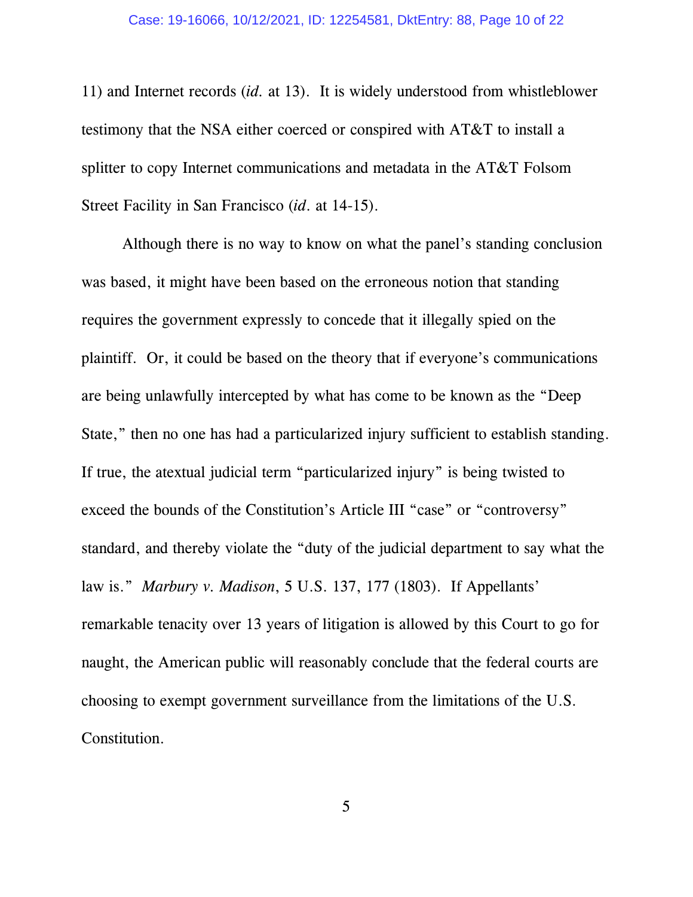11) and Internet records (*id.* at 13). It is widely understood from whistleblower testimony that the NSA either coerced or conspired with AT&T to install a splitter to copy Internet communications and metadata in the AT&T Folsom Street Facility in San Francisco (*id.* at 14-15).

Although there is no way to know on what the panel's standing conclusion was based, it might have been based on the erroneous notion that standing requires the government expressly to concede that it illegally spied on the plaintiff. Or, it could be based on the theory that if everyone's communications are being unlawfully intercepted by what has come to be known as the "Deep State," then no one has had a particularized injury sufficient to establish standing. If true, the atextual judicial term "particularized injury" is being twisted to exceed the bounds of the Constitution's Article III "case" or "controversy" standard, and thereby violate the "duty of the judicial department to say what the law is." *Marbury v. Madison*, 5 U.S. 137, 177 (1803). If Appellants' remarkable tenacity over 13 years of litigation is allowed by this Court to go for naught, the American public will reasonably conclude that the federal courts are choosing to exempt government surveillance from the limitations of the U.S. Constitution.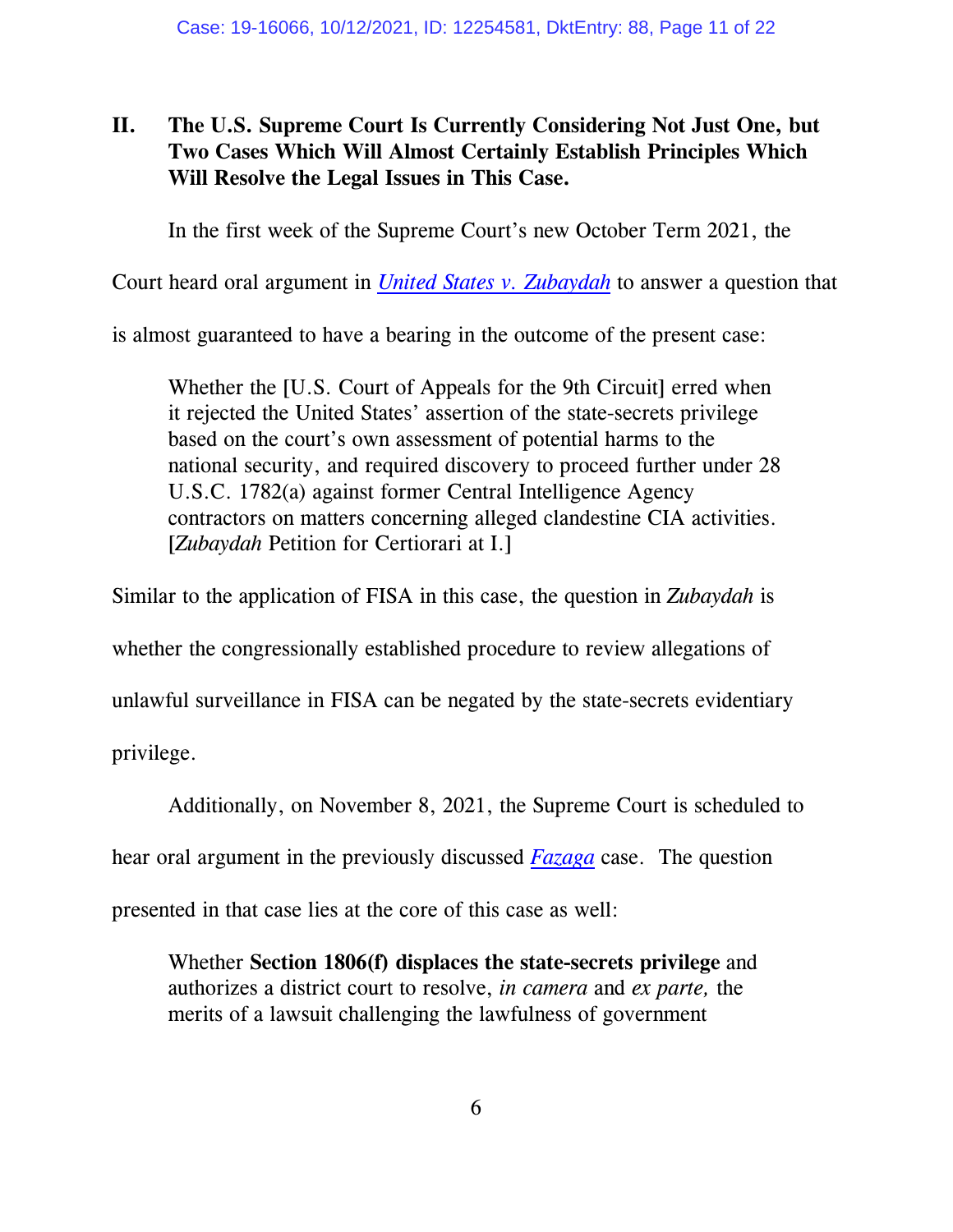## II. The U.S. Supreme Court Is Currently Considering Not Just One, but Two Cases Which Will Almost Certainly Establish Principles Which Will Resolve the Legal Issues in This Case.

In the first week of the Supreme Court's new October Term 2021, the Court heard oral argument in *United States v. Zubaydah* to answer a question that is almost guaranteed to have a bearing in the outcome of the present case:

> Whether the [U.S. Court of Appeals for the 9th Circuit] erred when it rejected the United States' assertion of the state-secrets privilege based on the court's own assessment of potential harms to the national security, and required discovery to proceed further under 28 U.S.C. 1782(a) against former Central Intelligence Agency contractors on matters concerning alleged clandestine CIA activities. [*Zubaydah* Petition for Certiorari at I.]

Similar to the application of FISA in this case, the question in *Zubaydah* is whether the congressionally established procedure to review allegations of unlawful surveillance in FISA can be negated by the state-secrets evidentiary privilege.

Additionally, on November 8, 2021, the Supreme Court is scheduled to hear oral argument in the previously discussed *Fazaga* case. The question presented in that case lies at the core of this case as well:

> Whether **Section 1806(f) displaces the state-secrets privilege** and authorizes a district court to resolve, *in camera* and *ex parte,* the merits of a lawsuit challenging the lawfulness of government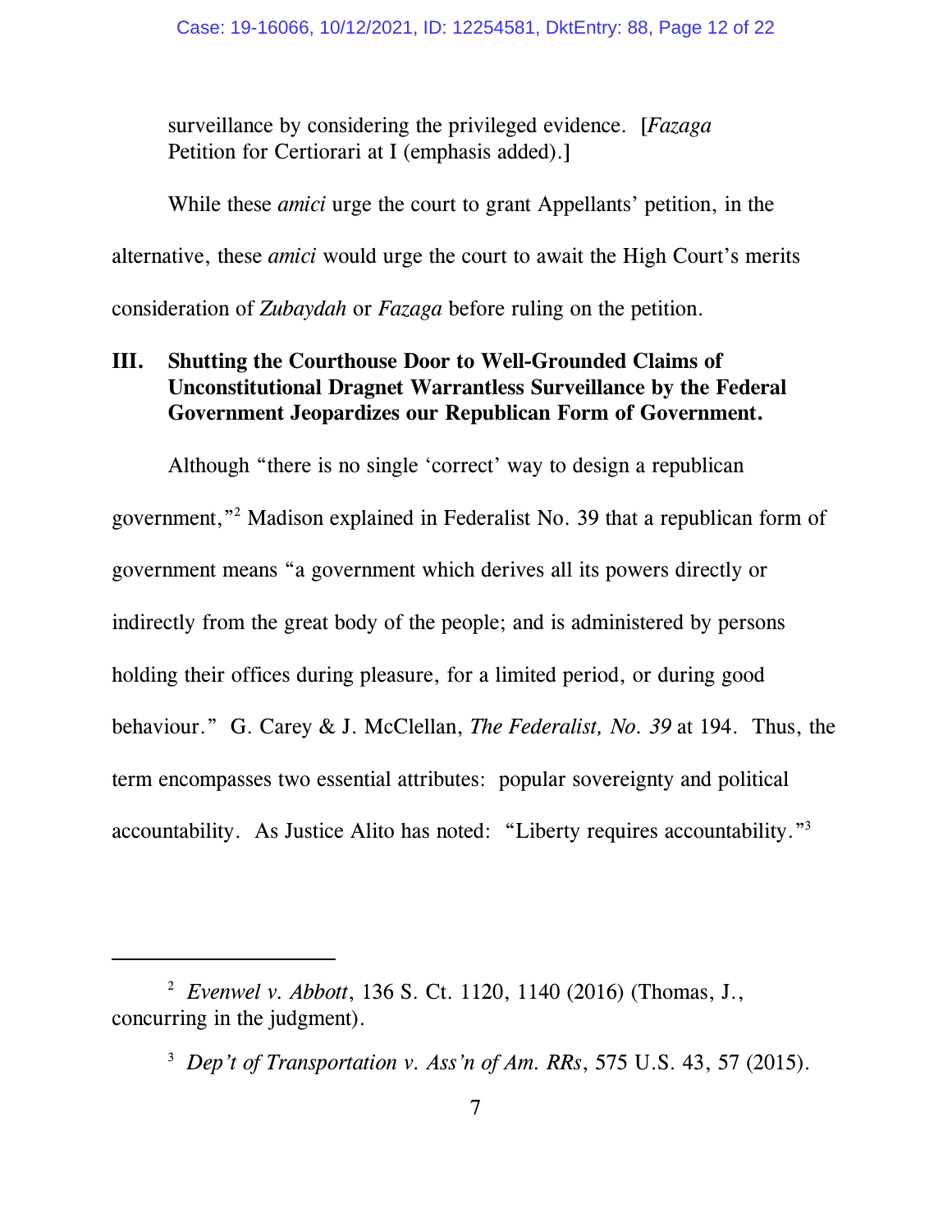surveillance by considering the privileged evidence. [*Fazaga* Petition for Certiorari at I (emphasis added).]

While these *amici* urge the court to grant Appellants' petition, in the alternative, these *amici* would urge the court to await the High Court's merits consideration of *Zubaydah* or *Fazaga* before ruling on the petition.

### III. Shutting the Courthouse Door to Well-Grounded Claims of Unconstitutional Dragnet Warrantless Surveillance by the Federal Government Jeopardizes our Republican Form of Government.

Although "there is no single 'correct' way to design a republican government,"[2] Madison explained in Federalist No. 39 that a republican form of government means "a government which derives all its powers directly or indirectly from the great body of the people; and is administered by persons holding their offices during pleasure, for a limited period, or during good behaviour." G. Carey & J. McClellan, *The Federalist, No. 39* at 194. Thus, the term encompasses two essential attributes: popular sovereignty and political accountability. As Justice Alito has noted: "Liberty requires accountability."[3]

---

[2] *Evenwel v. Abbott*, 136 S. Ct. 1120, 1140 (2016) (Thomas, J., concurring in the judgment).

[3] *Dep't of Transportation v. Ass'n of Am. RRs*, 575 U.S. 43, 57 (2015).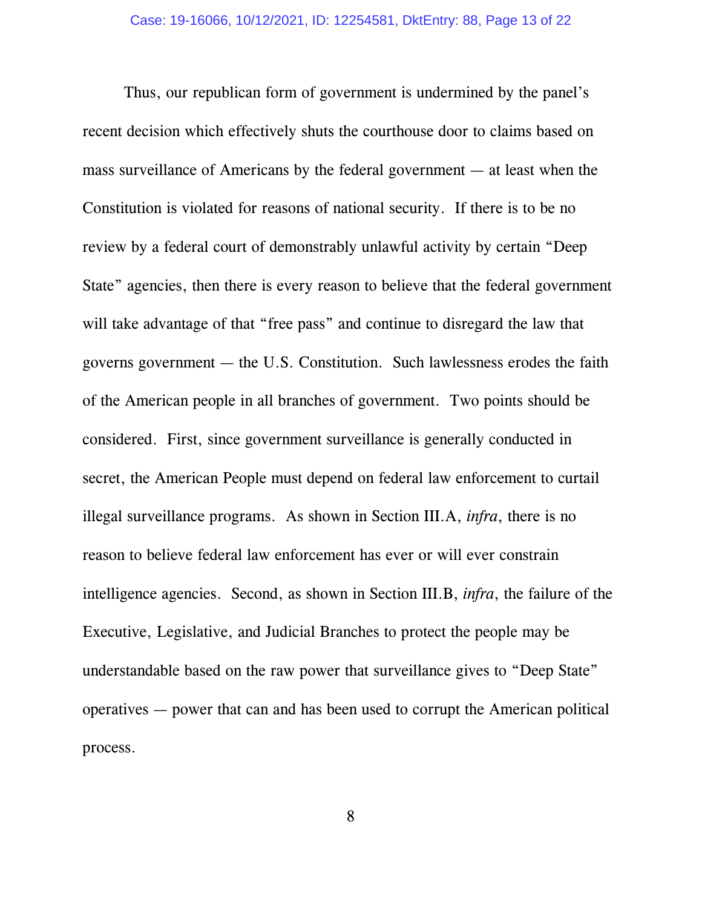Thus, our republican form of government is undermined by the panel's recent decision which effectively shuts the courthouse door to claims based on mass surveillance of Americans by the federal government — at least when the Constitution is violated for reasons of national security. If there is to be no review by a federal court of demonstrably unlawful activity by certain "Deep State" agencies, then there is every reason to believe that the federal government will take advantage of that "free pass" and continue to disregard the law that governs government — the U.S. Constitution. Such lawlessness erodes the faith of the American people in all branches of government. Two points should be considered. First, since government surveillance is generally conducted in secret, the American People must depend on federal law enforcement to curtail illegal surveillance programs. As shown in Section III.A, *infra*, there is no reason to believe federal law enforcement has ever or will ever constrain intelligence agencies. Second, as shown in Section III.B, *infra*, the failure of the Executive, Legislative, and Judicial Branches to protect the people may be understandable based on the raw power that surveillance gives to "Deep State" operatives — power that can and has been used to corrupt the American political process.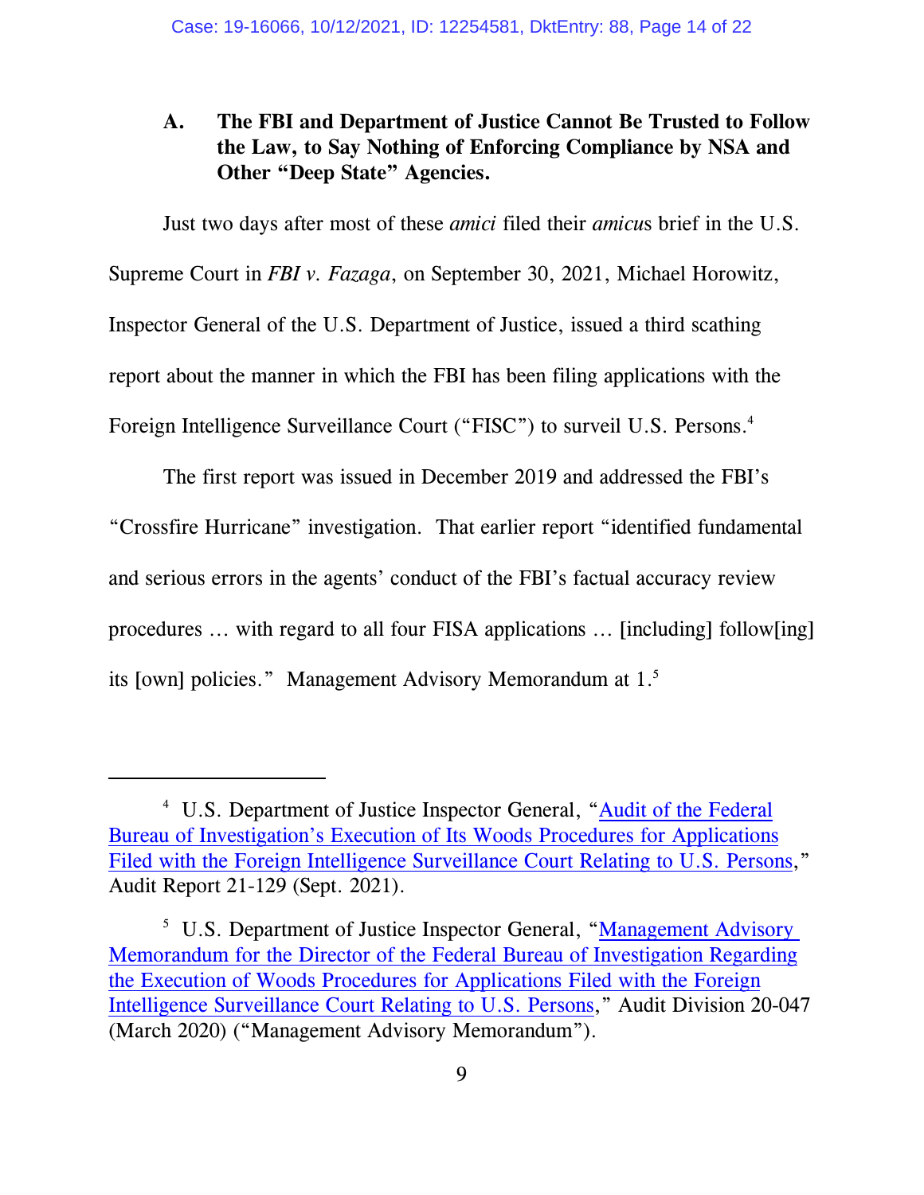### A. The FBI and Department of Justice Cannot Be Trusted to Follow the Law, to Say Nothing of Enforcing Compliance by NSA and Other "Deep State" Agencies.

Just two days after most of these *amici* filed their *amicus* brief in the U.S. Supreme Court in *FBI v. Fazaga*, on September 30, 2021, Michael Horowitz, Inspector General of the U.S. Department of Justice, issued a third scathing report about the manner in which the FBI has been filing applications with the Foreign Intelligence Surveillance Court ("FISC") to surveil U.S. Persons.[4]

The first report was issued in December 2019 and addressed the FBI's "Crossfire Hurricane" investigation. That earlier report "identified fundamental and serious errors in the agents' conduct of the FBI's factual accuracy review procedures … with regard to all four FISA applications … [including] follow[ing] its [own] policies." Management Advisory Memorandum at 1.[5]

---

[4] U.S. Department of Justice Inspector General, "Audit of the Federal Bureau of Investigation's Execution of Its Woods Procedures for Applications Filed with the Foreign Intelligence Surveillance Court Relating to U.S. Persons," Audit Report 21-129 (Sept. 2021).

[5] U.S. Department of Justice Inspector General, "Management Advisory Memorandum for the Director of the Federal Bureau of Investigation Regarding the Execution of Woods Procedures for Applications Filed with the Foreign Intelligence Surveillance Court Relating to U.S. Persons," Audit Division 20-047 (March 2020) ("Management Advisory Memorandum").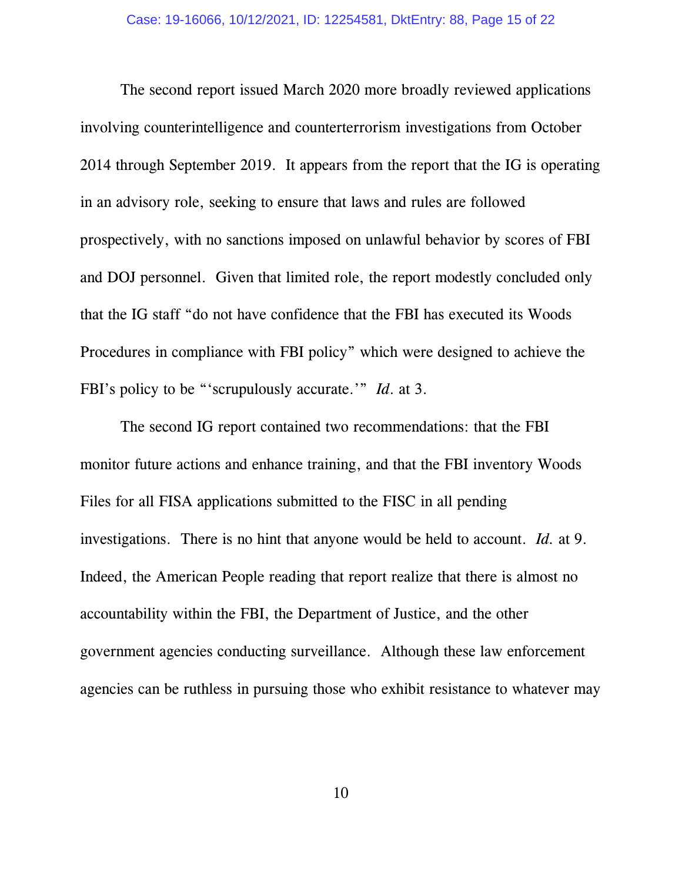The second report issued March 2020 more broadly reviewed applications involving counterintelligence and counterterrorism investigations from October 2014 through September 2019. It appears from the report that the IG is operating in an advisory role, seeking to ensure that laws and rules are followed prospectively, with no sanctions imposed on unlawful behavior by scores of FBI and DOJ personnel. Given that limited role, the report modestly concluded only that the IG staff "do not have confidence that the FBI has executed its Woods Procedures in compliance with FBI policy" which were designed to achieve the FBI's policy to be "'scrupulously accurate.'" *Id.* at 3.

The second IG report contained two recommendations: that the FBI monitor future actions and enhance training, and that the FBI inventory Woods Files for all FISA applications submitted to the FISC in all pending investigations. There is no hint that anyone would be held to account. *Id.* at 9. Indeed, the American People reading that report realize that there is almost no accountability within the FBI, the Department of Justice, and the other government agencies conducting surveillance. Although these law enforcement agencies can be ruthless in pursuing those who exhibit resistance to whatever may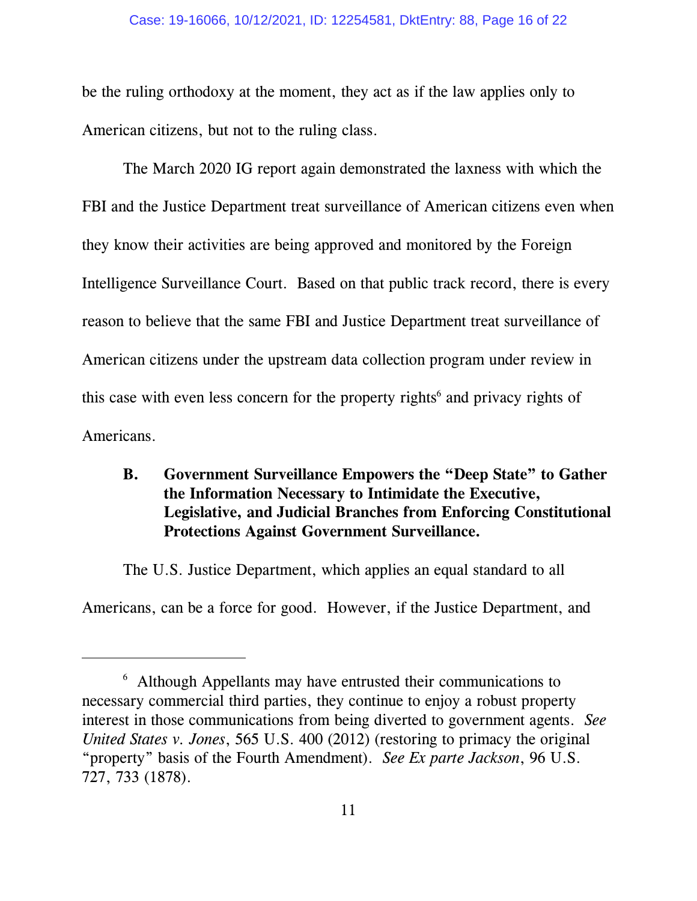be the ruling orthodoxy at the moment, they act as if the law applies only to American citizens, but not to the ruling class.

The March 2020 IG report again demonstrated the laxness with which the FBI and the Justice Department treat surveillance of American citizens even when they know their activities are being approved and monitored by the Foreign Intelligence Surveillance Court. Based on that public track record, there is every reason to believe that the same FBI and Justice Department treat surveillance of American citizens under the upstream data collection program under review in this case with even less concern for the property rights[6] and privacy rights of Americans.

### B. Government Surveillance Empowers the "Deep State" to Gather the Information Necessary to Intimidate the Executive, Legislative, and Judicial Branches from Enforcing Constitutional Protections Against Government Surveillance.

The U.S. Justice Department, which applies an equal standard to all Americans, can be a force for good. However, if the Justice Department, and

---

[6] Although Appellants may have entrusted their communications to necessary commercial third parties, they continue to enjoy a robust property interest in those communications from being diverted to government agents. *See United States v. Jones*, 565 U.S. 400 (2012) (restoring to primacy the original "property" basis of the Fourth Amendment). *See Ex parte Jackson*, 96 U.S. 727, 733 (1878).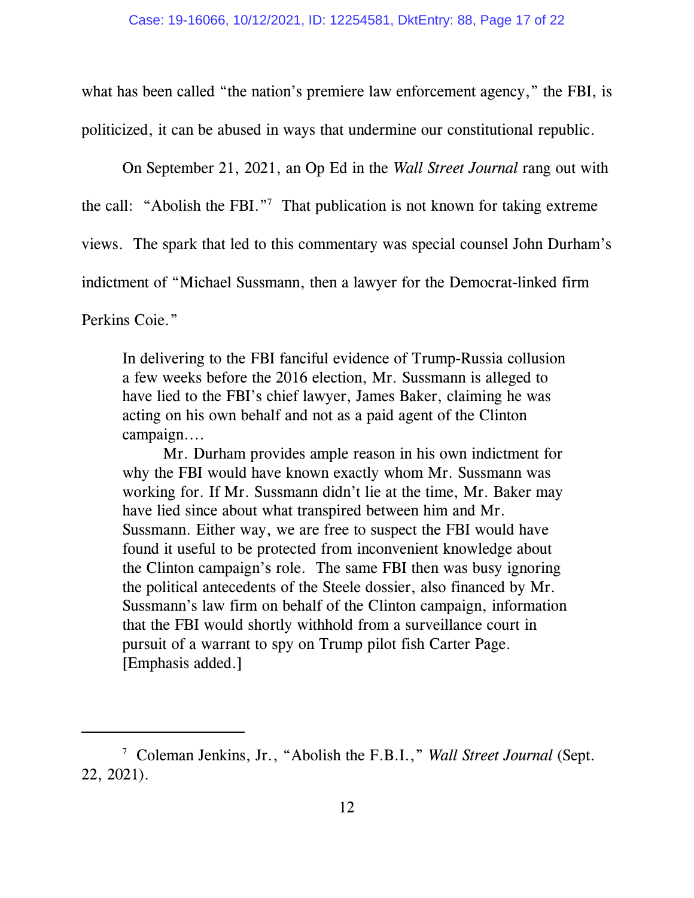what has been called "the nation's premiere law enforcement agency," the FBI, is politicized, it can be abused in ways that undermine our constitutional republic.

On September 21, 2021, an Op Ed in the *Wall Street Journal* rang out with the call: "Abolish the FBI."[7] That publication is not known for taking extreme views. The spark that led to this commentary was special counsel John Durham's indictment of "Michael Sussmann, then a lawyer for the Democrat-linked firm Perkins Coie."

> In delivering to the FBI fanciful evidence of Trump-Russia collusion a few weeks before the 2016 election, Mr. Sussmann is alleged to have lied to the FBI's chief lawyer, James Baker, claiming he was acting on his own behalf and not as a paid agent of the Clinton campaign....
>
> Mr. Durham provides ample reason in his own indictment for why the FBI would have known exactly whom Mr. Sussmann was working for. If Mr. Sussmann didn't lie at the time, Mr. Baker may have lied since about what transpired between him and Mr. Sussmann. Either way, we are free to suspect the FBI would have found it useful to be protected from inconvenient knowledge about the Clinton campaign's role. The same FBI then was busy ignoring the political antecedents of the Steele dossier, also financed by Mr. Sussmann's law firm on behalf of the Clinton campaign, information that the FBI would shortly withhold from a surveillance court in pursuit of a warrant to spy on Trump pilot fish Carter Page. [Emphasis added.]

---

[7] Coleman Jenkins, Jr., "Abolish the F.B.I.," *Wall Street Journal* (Sept. 22, 2021).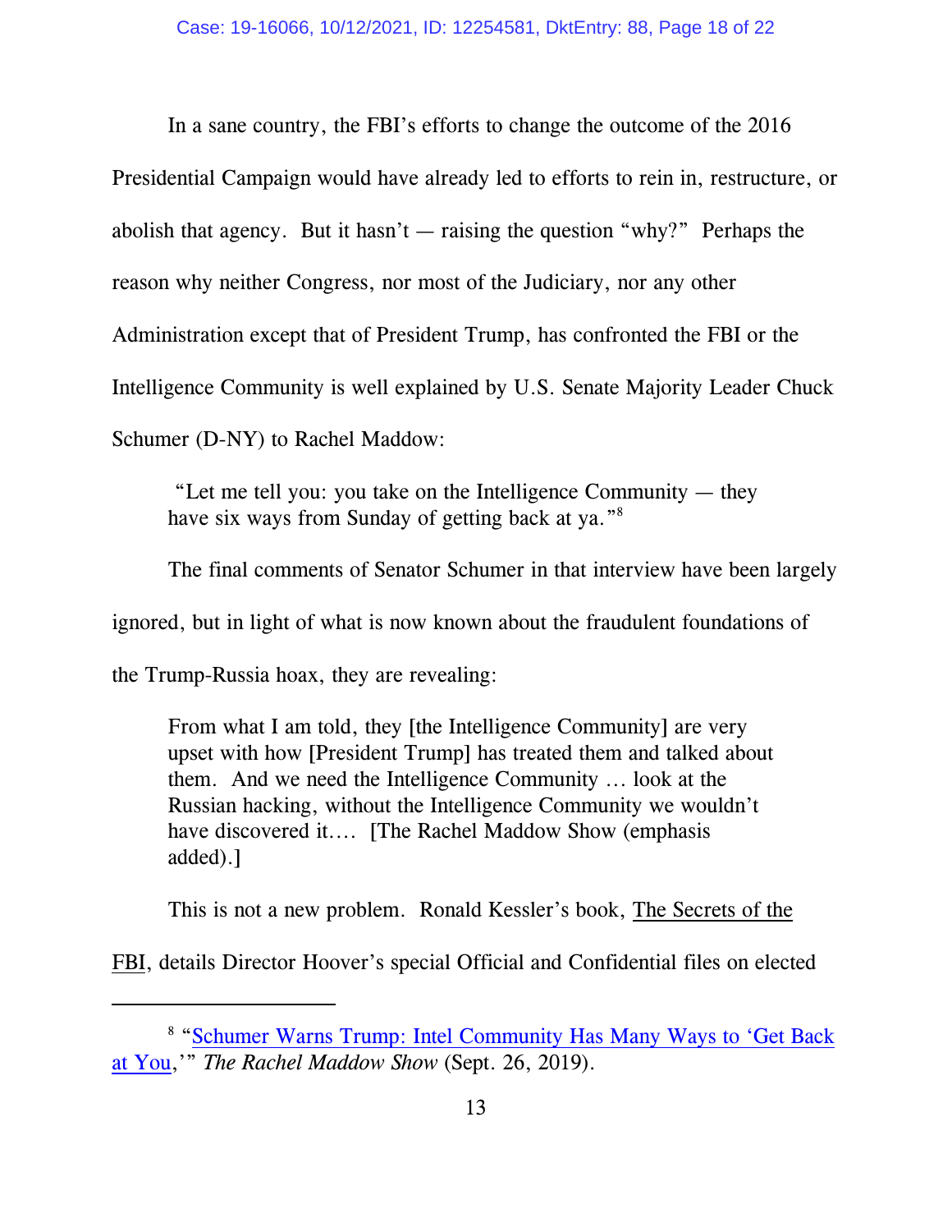In a sane country, the FBI's efforts to change the outcome of the 2016 Presidential Campaign would have already led to efforts to rein in, restructure, or abolish that agency. But it hasn't — raising the question "why?" Perhaps the reason why neither Congress, nor most of the Judiciary, nor any other Administration except that of President Trump, has confronted the FBI or the Intelligence Community is well explained by U.S. Senate Majority Leader Chuck Schumer (D-NY) to Rachel Maddow:

> "Let me tell you: you take on the Intelligence Community — they have six ways from Sunday of getting back at ya."[8]

The final comments of Senator Schumer in that interview have been largely ignored, but in light of what is now known about the fraudulent foundations of the Trump-Russia hoax, they are revealing:

> From what I am told, they [the Intelligence Community] are very upset with how [President Trump] has treated them and talked about them. And we need the Intelligence Community … look at the Russian hacking, without the Intelligence Community we wouldn't have discovered it…. [The Rachel Maddow Show (emphasis added).]

This is not a new problem. Ronald Kessler's book, The Secrets of the FBI, details Director Hoover's special Official and Confidential files on elected

---

[8] "Schumer Warns Trump: Intel Community Has Many Ways to 'Get Back at You,'" *The Rachel Maddow Show* (Sept. 26, 2019).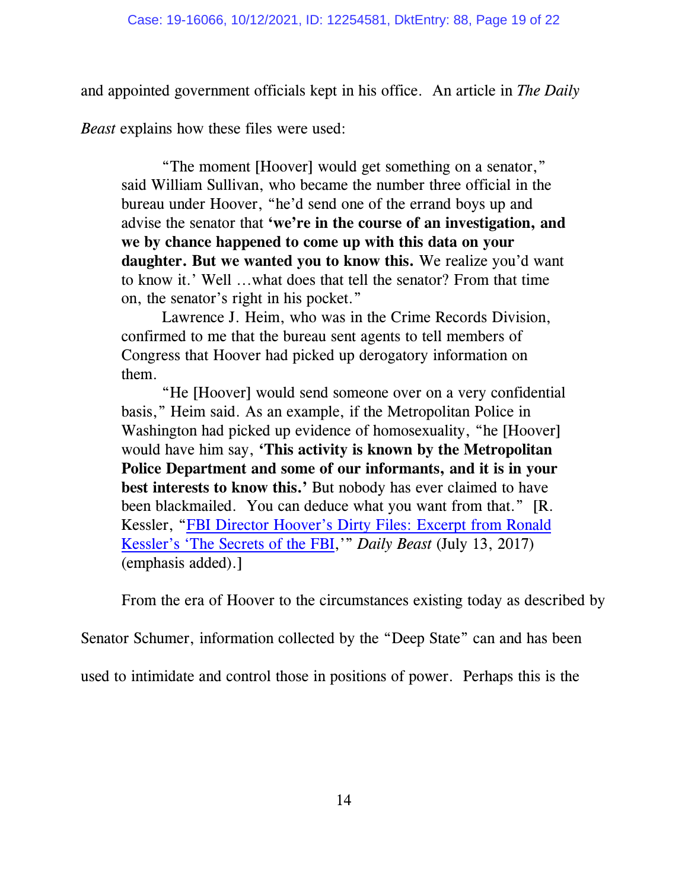and appointed government officials kept in his office. An article in *The Daily Beast* explains how these files were used:

> "The moment [Hoover] would get something on a senator," said William Sullivan, who became the number three official in the bureau under Hoover, "he'd send one of the errand boys up and advise the senator that **'we're in the course of an investigation, and we by chance happened to come up with this data on your daughter. But we wanted you to know this.** We realize you'd want to know it.' Well …what does that tell the senator? From that time on, the senator's right in his pocket."
>
> Lawrence J. Heim, who was in the Crime Records Division, confirmed to me that the bureau sent agents to tell members of Congress that Hoover had picked up derogatory information on them.
>
> "He [Hoover] would send someone over on a very confidential basis," Heim said. As an example, if the Metropolitan Police in Washington had picked up evidence of homosexuality, "he [Hoover] would have him say, **'This activity is known by the Metropolitan Police Department and some of our informants, and it is in your best interests to know this.'** But nobody has ever claimed to have been blackmailed. You can deduce what you want from that." [R. Kessler, "FBI Director Hoover's Dirty Files: Excerpt from Ronald Kessler's 'The Secrets of the FBI,'" *Daily Beast* (July 13, 2017) (emphasis added).]

From the era of Hoover to the circumstances existing today as described by Senator Schumer, information collected by the "Deep State" can and has been used to intimidate and control those in positions of power. Perhaps this is the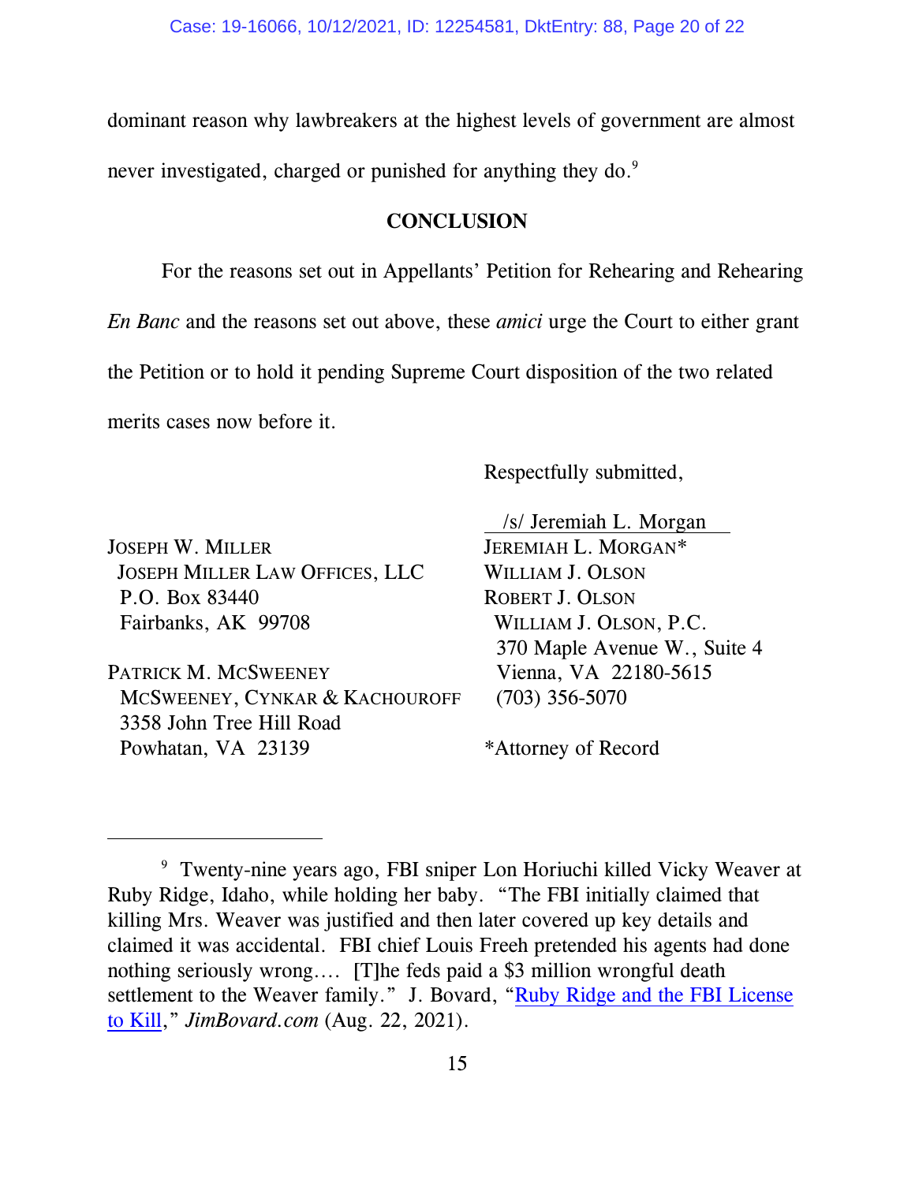dominant reason why lawbreakers at the highest levels of government are almost never investigated, charged or punished for anything they do.[9]

## CONCLUSION

For the reasons set out in Appellants' Petition for Rehearing and Rehearing *En Banc* and the reasons set out above, these *amici* urge the Court to either grant the Petition or to hold it pending Supreme Court disposition of the two related merits cases now before it.

Respectfully submitted,

/s/ Jeremiah L. Morgan
JEREMIAH L. MORGAN*
WILLIAM J. OLSON
ROBERT J. OLSON
WILLIAM J. OLSON, P.C.
370 Maple Avenue W., Suite 4
Vienna, VA 22180-5615
(703) 356-5070

*Attorney of Record

JOSEPH W. MILLER
JOSEPH MILLER LAW OFFICES, LLC
P.O. Box 83440
Fairbanks, AK 99708

PATRICK M. MCSWEENEY
MCSWEENEY, CYNKAR & KACHOUROFF
3358 John Tree Hill Road
Powhatan, VA 23139

---

[9] Twenty-nine years ago, FBI sniper Lon Horiuchi killed Vicky Weaver at Ruby Ridge, Idaho, while holding her baby. "The FBI initially claimed that killing Mrs. Weaver was justified and then later covered up key details and claimed it was accidental. FBI chief Louis Freeh pretended his agents had done nothing seriously wrong.... [T]he feds paid a $3 million wrongful death settlement to the Weaver family." J. Bovard, "Ruby Ridge and the FBI License to Kill," *JimBovard.com* (Aug. 22, 2021).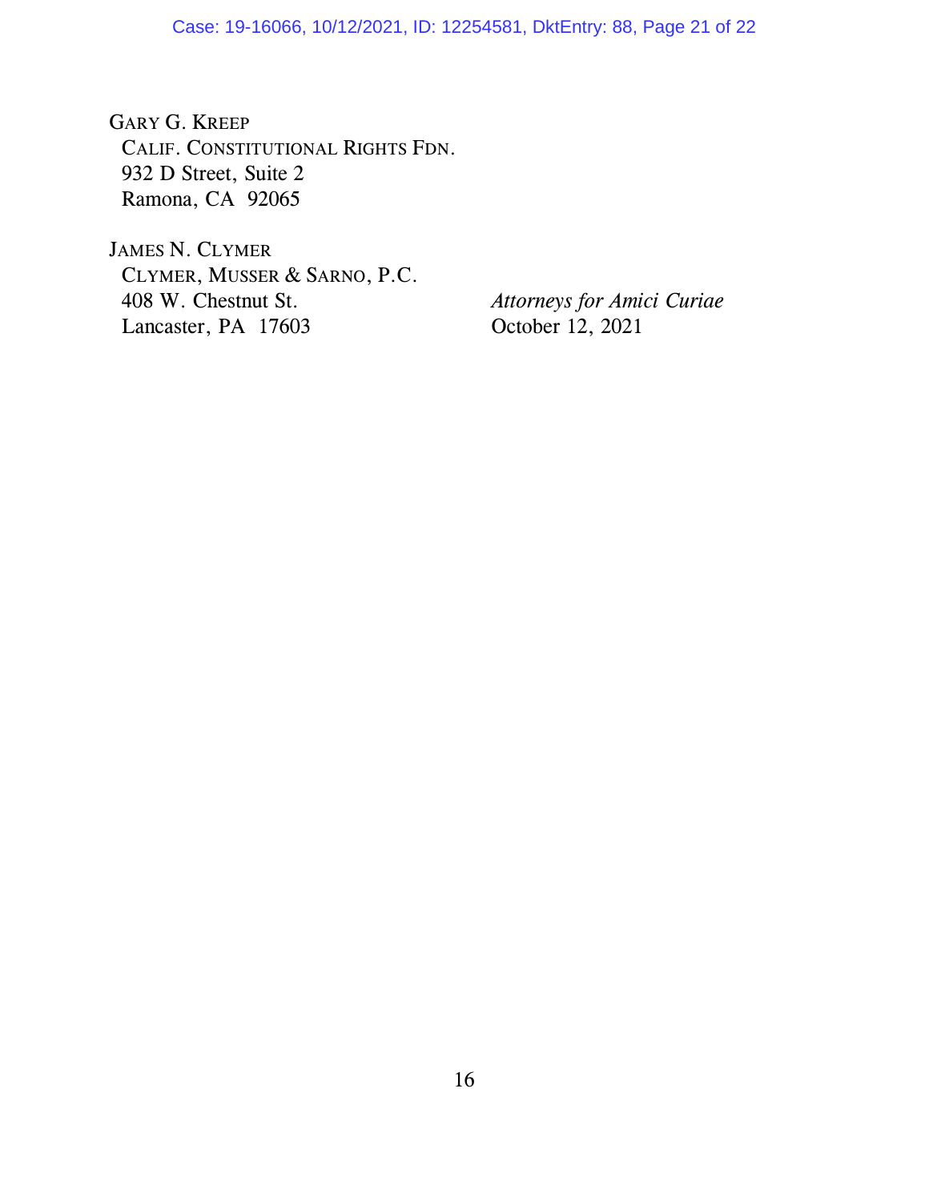GARY G. KREEP
CALIF. CONSTITUTIONAL RIGHTS FDN.
932 D Street, Suite 2
Ramona, CA 92065

JAMES N. CLYMER
CLYMER, MUSSER & SARNO, P.C.
408 W. Chestnut St.
Lancaster, PA 17603

*Attorneys for Amici Curiae*
October 12, 2021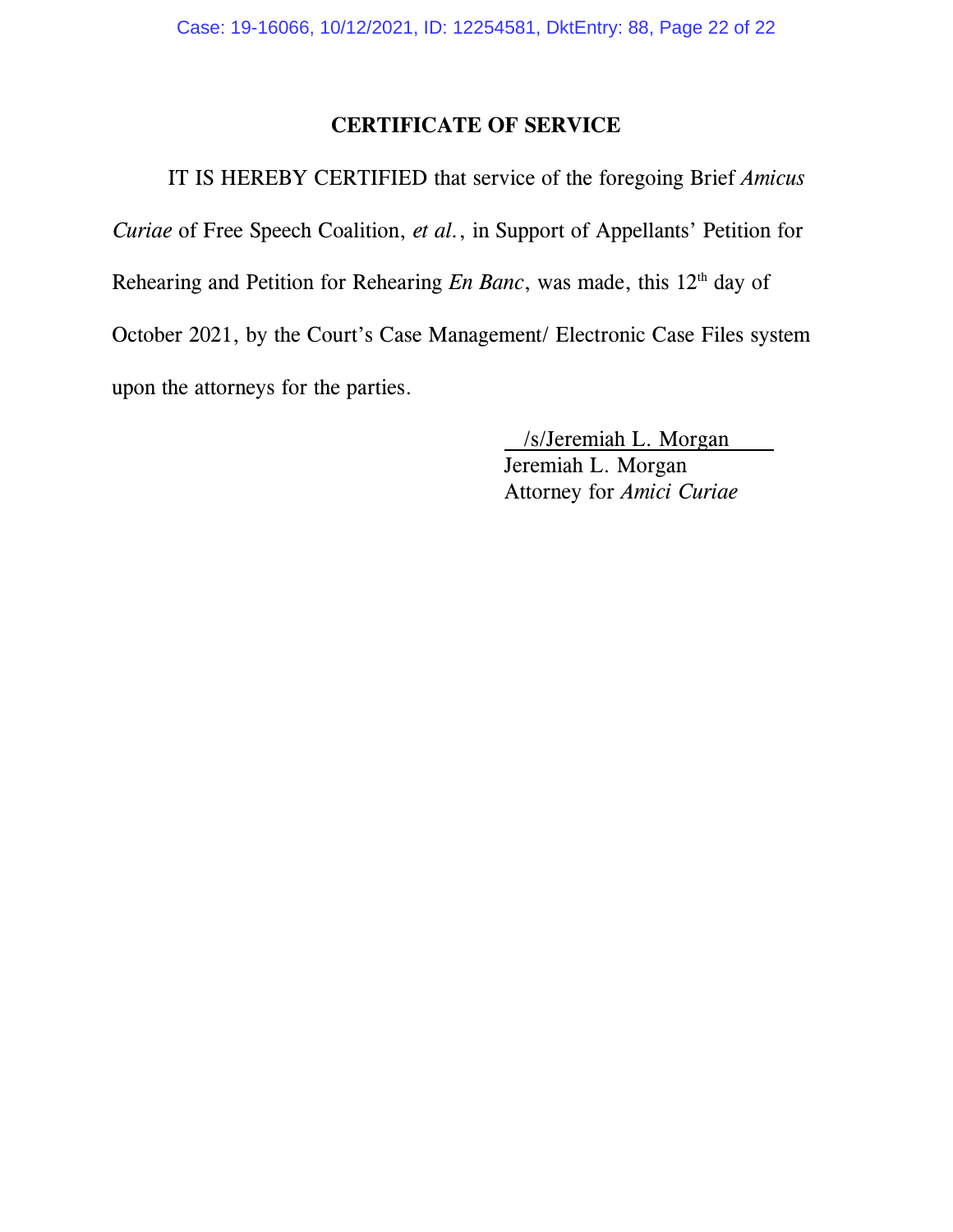## CERTIFICATE OF SERVICE

IT IS HEREBY CERTIFIED that service of the foregoing Brief *Amicus Curiae* of Free Speech Coalition, *et al.*, in Support of Appellants' Petition for Rehearing and Petition for Rehearing *En Banc*, was made, this 12th day of October 2021, by the Court's Case Management/ Electronic Case Files system upon the attorneys for the parties.

/s/Jeremiah L. Morgan
Jeremiah L. Morgan
Attorney for *Amici Curiae*